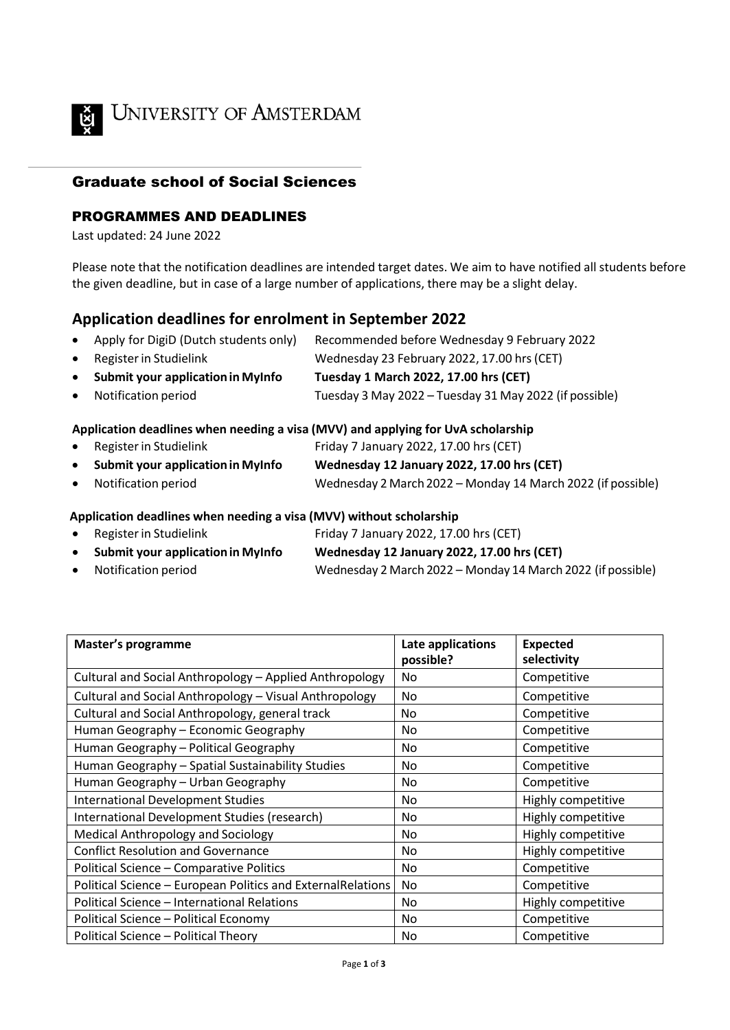UNIVERSITY OF AMSTERDAM

## Graduate school of Social Sciences

### PROGRAMMES AND DEADLINES

Last updated: 24 June 2022

Please note that the notification deadlines are intended target dates. We aim to have notified all students before the given deadline, but in case of a large number of applications, there may be a slight delay.

## Application deadlines for enrolment in September 2022

- Apply for DigiD (Dutch students only) — Recommended before Wednesday 9 February 2022
- Register in Studielink — Wednesday 23 February 2022, 17.00 hrs (CET)
- **Submit your application in MyInfo — Tuesday 1 March 2022, 17.00 hrs (CET)**
- Notification period — Tuesday 3 May 2022 – Tuesday 31 May 2022 (if possible)

**Application deadlines when needing a visa (MVV) and applying for UvA scholarship**

- Register in Studielink — Friday 7 January 2022, 17.00 hrs (CET)
- **Submit your application in MyInfo — Wednesday 12 January 2022, 17.00 hrs (CET)**
- Notification period — Wednesday 2 March 2022 – Monday 14 March 2022 (if possible)

**Application deadlines when needing a visa (MVV) without scholarship**

- Register in Studielink — Friday 7 January 2022, 17.00 hrs (CET)
- **Submit your application in MyInfo — Wednesday 12 January 2022, 17.00 hrs (CET)**
- Notification period — Wednesday 2 March 2022 – Monday 14 March 2022 (if possible)

| Master's programme | Late applications possible? | Expected selectivity |
|---|---|---|
| Cultural and Social Anthropology – Applied Anthropology | No | Competitive |
| Cultural and Social Anthropology – Visual Anthropology | No | Competitive |
| Cultural and Social Anthropology, general track | No | Competitive |
| Human Geography – Economic Geography | No | Competitive |
| Human Geography – Political Geography | No | Competitive |
| Human Geography – Spatial Sustainability Studies | No | Competitive |
| Human Geography – Urban Geography | No | Competitive |
| International Development Studies | No | Highly competitive |
| International Development Studies (research) | No | Highly competitive |
| Medical Anthropology and Sociology | No | Highly competitive |
| Conflict Resolution and Governance | No | Highly competitive |
| Political Science – Comparative Politics | No | Competitive |
| Political Science – European Politics and ExternalRelations | No | Competitive |
| Political Science – International Relations | No | Highly competitive |
| Political Science – Political Economy | No | Competitive |
| Political Science – Political Theory | No | Competitive |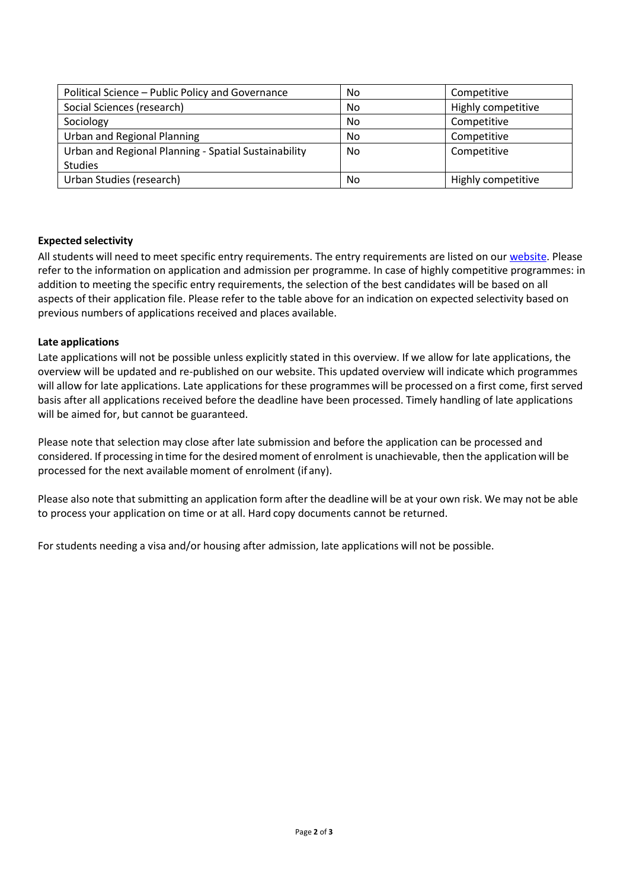| Political Science – Public Policy and Governance | No | Competitive |
|---|---|---|
| Social Sciences (research) | No | Highly competitive |
| Sociology | No | Competitive |
| Urban and Regional Planning | No | Competitive |
| Urban and Regional Planning - Spatial Sustainability Studies | No | Competitive |
| Urban Studies (research) | No | Highly competitive |

**Expected selectivity**

All students will need to meet specific entry requirements. The entry requirements are listed on our website. Please refer to the information on application and admission per programme. In case of highly competitive programmes: in addition to meeting the specific entry requirements, the selection of the best candidates will be based on all aspects of their application file. Please refer to the table above for an indication on expected selectivity based on previous numbers of applications received and places available.

**Late applications**

Late applications will not be possible unless explicitly stated in this overview. If we allow for late applications, the overview will be updated and re-published on our website. This updated overview will indicate which programmes will allow for late applications. Late applications for these programmes will be processed on a first come, first served basis after all applications received before the deadline have been processed. Timely handling of late applications will be aimed for, but cannot be guaranteed.

Please note that selection may close after late submission and before the application can be processed and considered. If processing in time for the desired moment of enrolment is unachievable, then the application will be processed for the next available moment of enrolment (if any).

Please also note that submitting an application form after the deadline will be at your own risk. We may not be able to process your application on time or at all. Hard copy documents cannot be returned.

For students needing a visa and/or housing after admission, late applications will not be possible.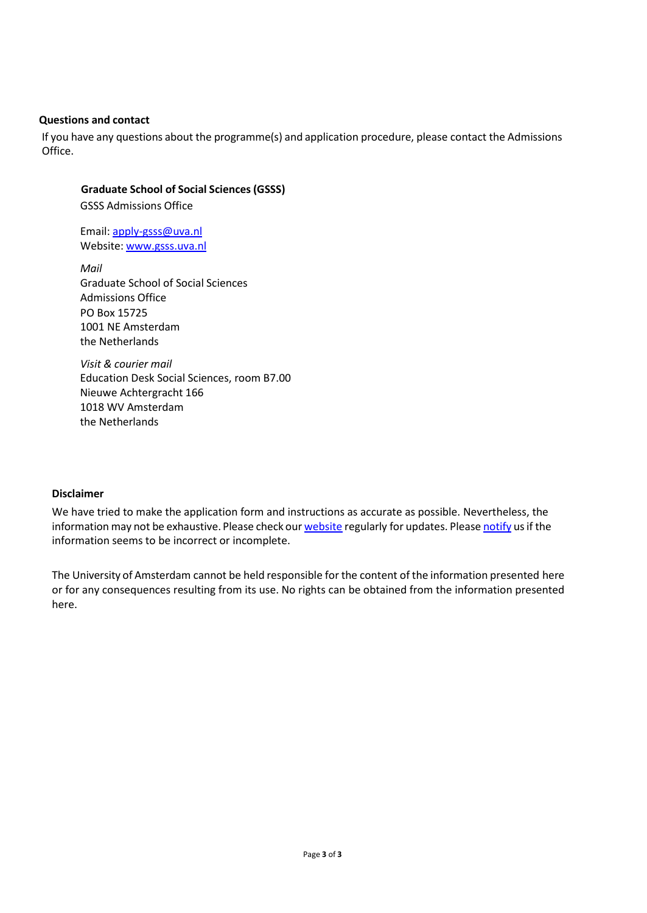## Questions and contact

If you have any questions about the programme(s) and application procedure, please contact the Admissions Office.

**Graduate School of Social Sciences (GSSS)**
GSSS Admissions Office

Email: apply-gsss@uva.nl
Website: www.gsss.uva.nl

*Mail*
Graduate School of Social Sciences
Admissions Office
PO Box 15725
1001 NE Amsterdam
the Netherlands

*Visit & courier mail*
Education Desk Social Sciences, room B7.00
Nieuwe Achtergracht 166
1018 WV Amsterdam
the Netherlands

## Disclaimer

We have tried to make the application form and instructions as accurate as possible. Nevertheless, the information may not be exhaustive. Please check our website regularly for updates. Please notify us if the information seems to be incorrect or incomplete.

The University of Amsterdam cannot be held responsible for the content of the information presented here or for any consequences resulting from its use. No rights can be obtained from the information presented here.